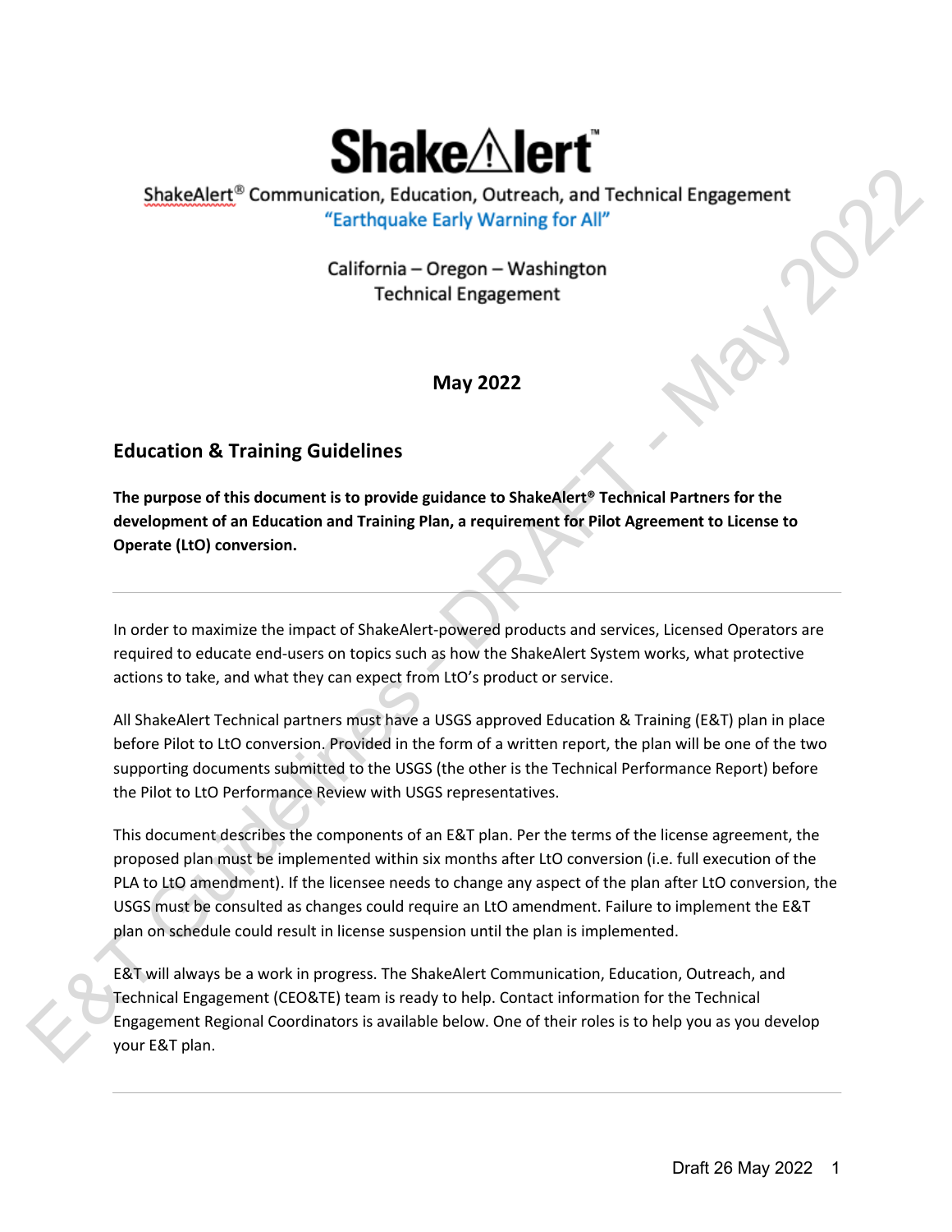# ShakeAlert™

ShakeAlert® Communication, Education, Outreach, and Technical Engagement

"Earthquake Early Warning for All"

California – Oregon – Washington

Technical Engagement

**May 2022**

## Education & Training Guidelines

**The purpose of this document is to provide guidance to ShakeAlert® Technical Partners for the development of an Education and Training Plan, a requirement for Pilot Agreement to License to Operate (LtO) conversion.**

---

In order to maximize the impact of ShakeAlert-powered products and services, Licensed Operators are required to educate end-users on topics such as how the ShakeAlert System works, what protective actions to take, and what they can expect from LtO's product or service.

All ShakeAlert Technical partners must have a USGS approved Education & Training (E&T) plan in place before Pilot to LtO conversion. Provided in the form of a written report, the plan will be one of the two supporting documents submitted to the USGS (the other is the Technical Performance Report) before the Pilot to LtO Performance Review with USGS representatives.

This document describes the components of an E&T plan. Per the terms of the license agreement, the proposed plan must be implemented within six months after LtO conversion (i.e. full execution of the PLA to LtO amendment). If the licensee needs to change any aspect of the plan after LtO conversion, the USGS must be consulted as changes could require an LtO amendment. Failure to implement the E&T plan on schedule could result in license suspension until the plan is implemented.

E&T will always be a work in progress. The ShakeAlert Communication, Education, Outreach, and Technical Engagement (CEO&TE) team is ready to help. Contact information for the Technical Engagement Regional Coordinators is available below. One of their roles is to help you as you develop your E&T plan.

---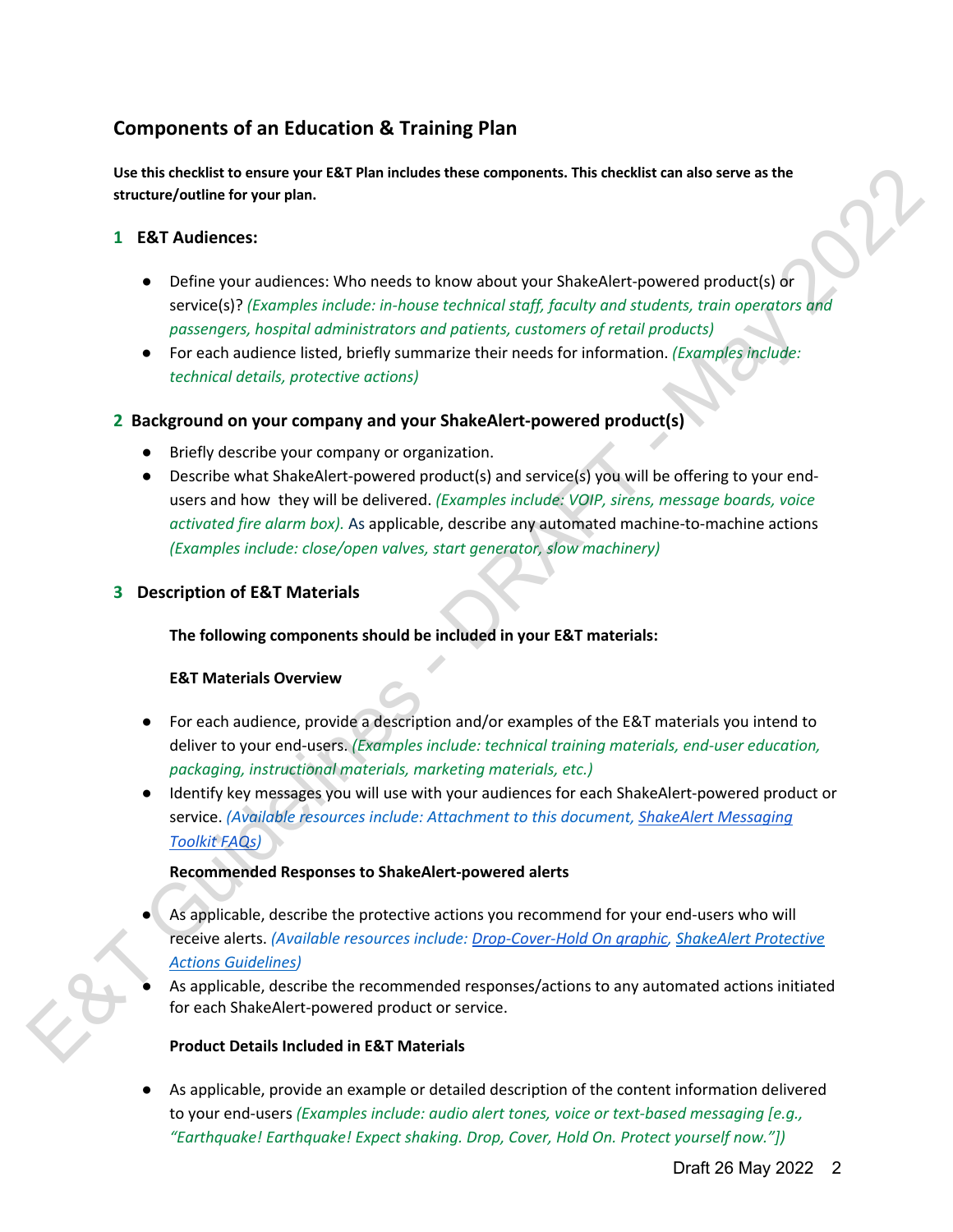## Components of an Education & Training Plan

**Use this checklist to ensure your E&T Plan includes these components. This checklist can also serve as the structure/outline for your plan.**

### 1 E&T Audiences:

- Define your audiences: Who needs to know about your ShakeAlert-powered product(s) or service(s)? *(Examples include: in-house technical staff, faculty and students, train operators and passengers, hospital administrators and patients, customers of retail products)*
- For each audience listed, briefly summarize their needs for information. *(Examples include: technical details, protective actions)*

### 2 Background on your company and your ShakeAlert-powered product(s)

- Briefly describe your company or organization.
- Describe what ShakeAlert-powered product(s) and service(s) you will be offering to your end-users and how they will be delivered. *(Examples include: VOIP, sirens, message boards, voice activated fire alarm box).* As applicable, describe any automated machine-to-machine actions *(Examples include: close/open valves, start generator, slow machinery)*

### 3 Description of E&T Materials

**The following components should be included in your E&T materials:**

**E&T Materials Overview**

- For each audience, provide a description and/or examples of the E&T materials you intend to deliver to your end-users. *(Examples include: technical training materials, end-user education, packaging, instructional materials, marketing materials, etc.)*
- Identify key messages you will use with your audiences for each ShakeAlert-powered product or service. *(Available resources include: Attachment to this document, ShakeAlert Messaging Toolkit FAQs)*

**Recommended Responses to ShakeAlert-powered alerts**

- As applicable, describe the protective actions you recommend for your end-users who will receive alerts. *(Available resources include: Drop-Cover-Hold On graphic, ShakeAlert Protective Actions Guidelines)*
- As applicable, describe the recommended responses/actions to any automated actions initiated for each ShakeAlert-powered product or service.

**Product Details Included in E&T Materials**

- As applicable, provide an example or detailed description of the content information delivered to your end-users *(Examples include: audio alert tones, voice or text-based messaging [e.g., "Earthquake! Earthquake! Expect shaking. Drop, Cover, Hold On. Protect yourself now."])*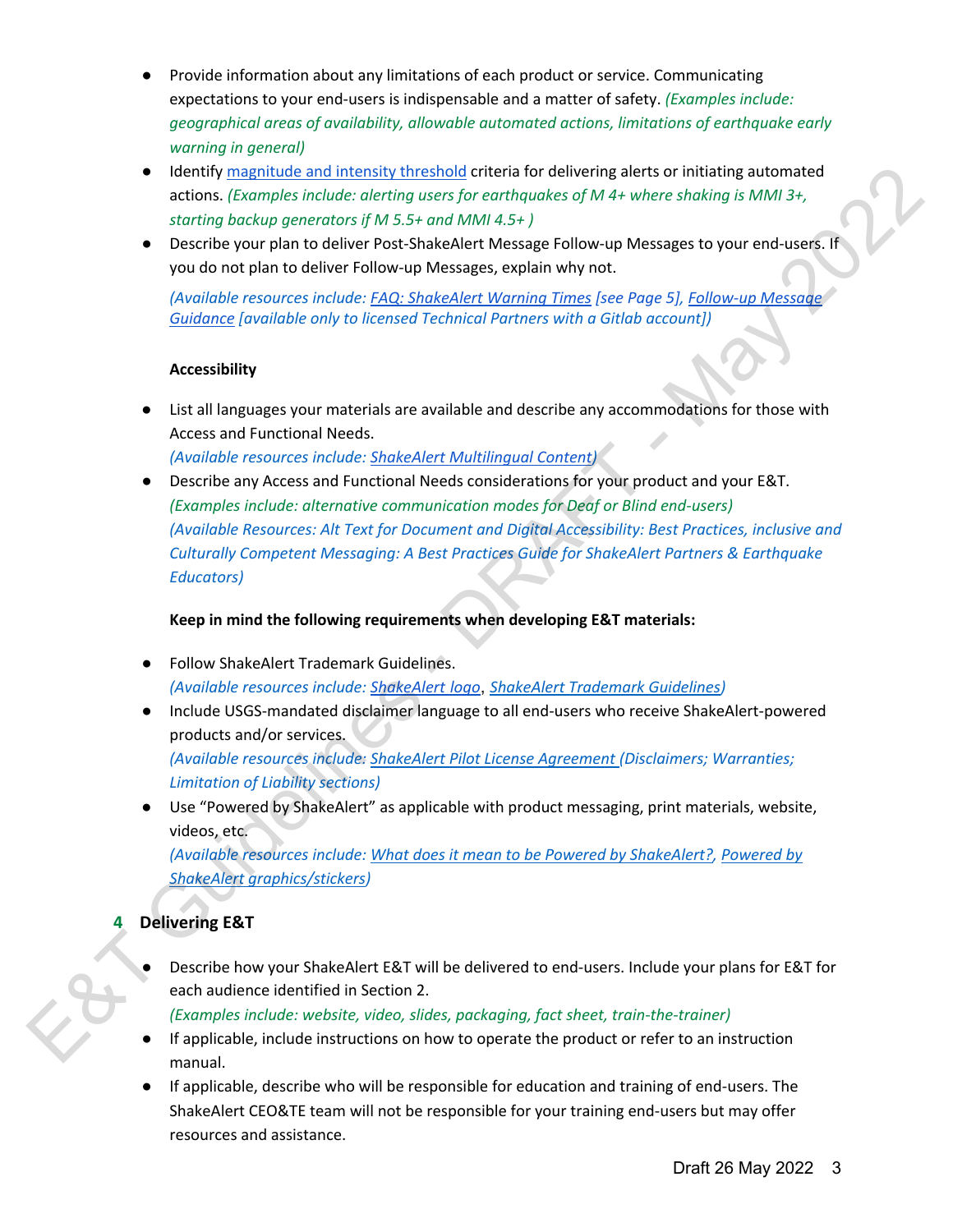- Provide information about any limitations of each product or service. Communicating expectations to your end-users is indispensable and a matter of safety. *(Examples include: geographical areas of availability, allowable automated actions, limitations of earthquake early warning in general)*
- Identify magnitude and intensity threshold criteria for delivering alerts or initiating automated actions. *(Examples include: alerting users for earthquakes of M 4+ where shaking is MMI 3+, starting backup generators if M 5.5+ and MMI 4.5+ )*
- Describe your plan to deliver Post-ShakeAlert Message Follow-up Messages to your end-users. If you do not plan to deliver Follow-up Messages, explain why not.

  *(Available resources include: FAQ: ShakeAlert Warning Times [see Page 5], Follow-up Message Guidance [available only to licensed Technical Partners with a Gitlab account])*

**Accessibility**

- List all languages your materials are available and describe any accommodations for those with Access and Functional Needs.
  *(Available resources include: ShakeAlert Multilingual Content)*
- Describe any Access and Functional Needs considerations for your product and your E&T.
  *(Examples include: alternative communication modes for Deaf or Blind end-users)*
  *(Available Resources: Alt Text for Document and Digital Accessibility: Best Practices, inclusive and Culturally Competent Messaging: A Best Practices Guide for ShakeAlert Partners & Earthquake Educators)*

**Keep in mind the following requirements when developing E&T materials:**

- Follow ShakeAlert Trademark Guidelines.
  *(Available resources include: ShakeAlert logo, ShakeAlert Trademark Guidelines)*
- Include USGS-mandated disclaimer language to all end-users who receive ShakeAlert-powered products and/or services.
  *(Available resources include: ShakeAlert Pilot License Agreement (Disclaimers; Warranties; Limitation of Liability sections)*
- Use "Powered by ShakeAlert" as applicable with product messaging, print materials, website, videos, etc.
  *(Available resources include: What does it mean to be Powered by ShakeAlert?, Powered by ShakeAlert graphics/stickers)*

## 4 Delivering E&T

- Describe how your ShakeAlert E&T will be delivered to end-users. Include your plans for E&T for each audience identified in Section 2.
  *(Examples include: website, video, slides, packaging, fact sheet, train-the-trainer)*
- If applicable, include instructions on how to operate the product or refer to an instruction manual.
- If applicable, describe who will be responsible for education and training of end-users. The ShakeAlert CEO&TE team will not be responsible for your training end-users but may offer resources and assistance.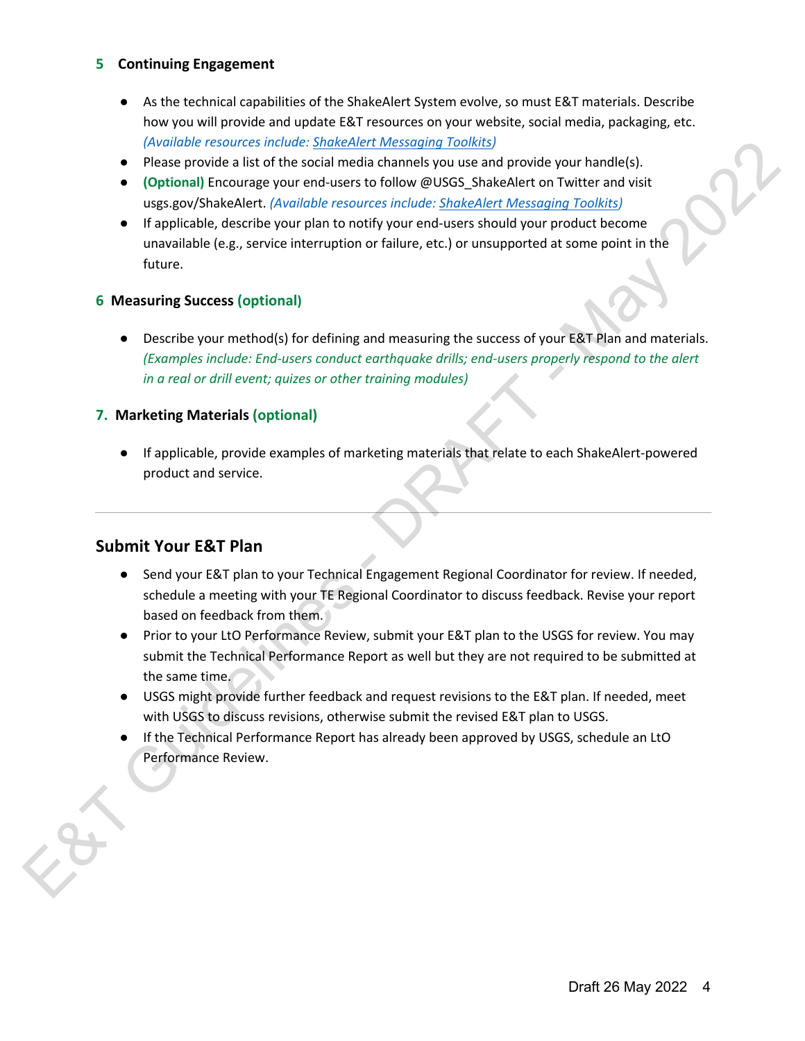## 5 Continuing Engagement

- As the technical capabilities of the ShakeAlert System evolve, so must E&T materials. Describe how you will provide and update E&T resources on your website, social media, packaging, etc. *(Available resources include: ShakeAlert Messaging Toolkits)*
- Please provide a list of the social media channels you use and provide your handle(s).
- **(Optional)** Encourage your end-users to follow @USGS_ShakeAlert on Twitter and visit usgs.gov/ShakeAlert. *(Available resources include: ShakeAlert Messaging Toolkits)*
- If applicable, describe your plan to notify your end-users should your product become unavailable (e.g., service interruption or failure, etc.) or unsupported at some point in the future.

## 6 Measuring Success (optional)

- Describe your method(s) for defining and measuring the success of your E&T Plan and materials. *(Examples include: End-users conduct earthquake drills; end-users properly respond to the alert in a real or drill event; quizes or other training modules)*

## 7. Marketing Materials (optional)

- If applicable, provide examples of marketing materials that relate to each ShakeAlert-powered product and service.

---

## Submit Your E&T Plan

- Send your E&T plan to your Technical Engagement Regional Coordinator for review. If needed, schedule a meeting with your TE Regional Coordinator to discuss feedback. Revise your report based on feedback from them.
- Prior to your LtO Performance Review, submit your E&T plan to the USGS for review. You may submit the Technical Performance Report as well but they are not required to be submitted at the same time.
- USGS might provide further feedback and request revisions to the E&T plan. If needed, meet with USGS to discuss revisions, otherwise submit the revised E&T plan to USGS.
- If the Technical Performance Report has already been approved by USGS, schedule an LtO Performance Review.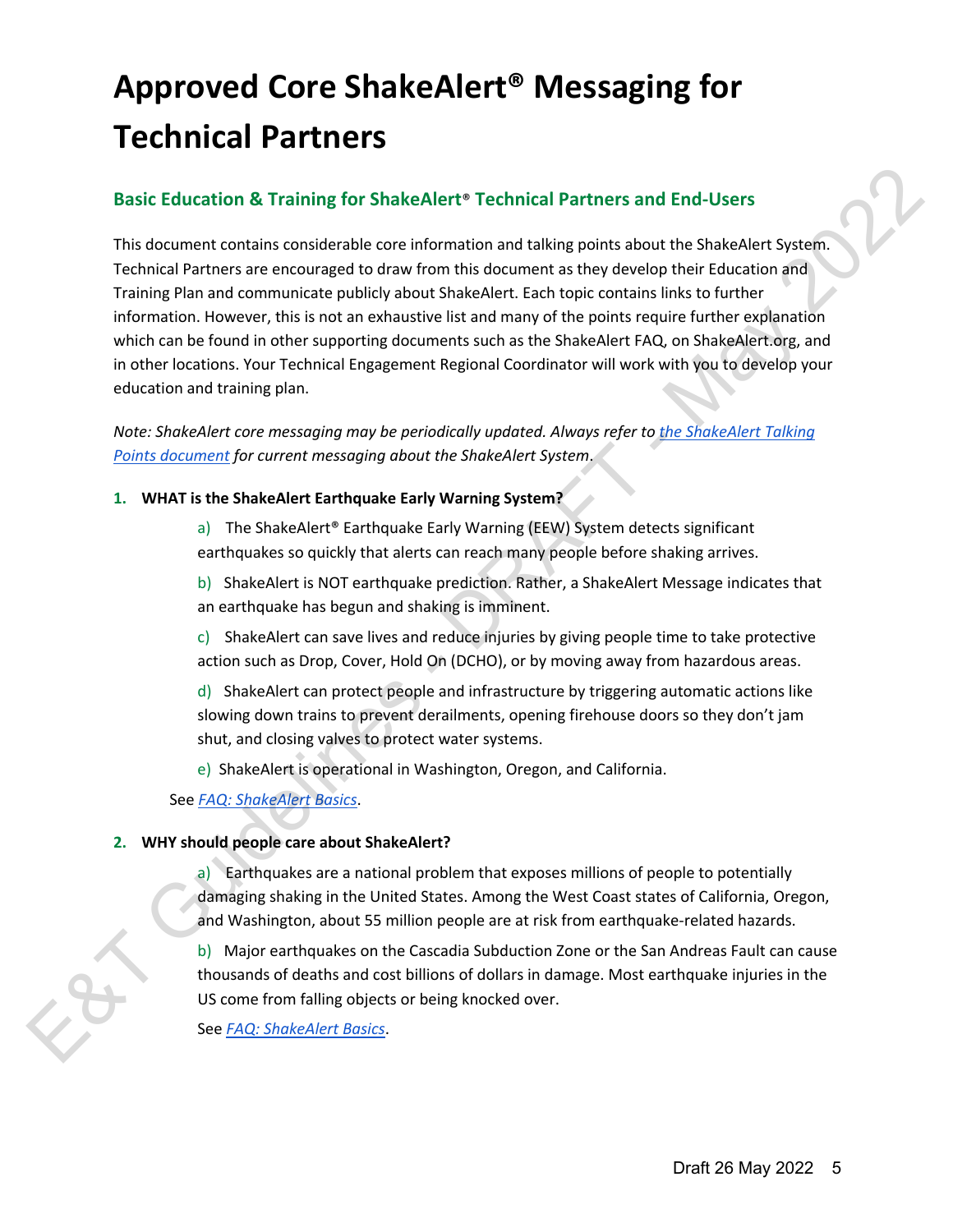# Approved Core ShakeAlert® Messaging for Technical Partners

## Basic Education & Training for ShakeAlert® Technical Partners and End-Users

This document contains considerable core information and talking points about the ShakeAlert System. Technical Partners are encouraged to draw from this document as they develop their Education and Training Plan and communicate publicly about ShakeAlert. Each topic contains links to further information. However, this is not an exhaustive list and many of the points require further explanation which can be found in other supporting documents such as the ShakeAlert FAQ, on ShakeAlert.org, and in other locations. Your Technical Engagement Regional Coordinator will work with you to develop your education and training plan.

*Note: ShakeAlert core messaging may be periodically updated. Always refer to the ShakeAlert Talking Points document for current messaging about the ShakeAlert System.*

1. **WHAT is the ShakeAlert Earthquake Early Warning System?**

   a) The ShakeAlert® Earthquake Early Warning (EEW) System detects significant earthquakes so quickly that alerts can reach many people before shaking arrives.

   b) ShakeAlert is NOT earthquake prediction. Rather, a ShakeAlert Message indicates that an earthquake has begun and shaking is imminent.

   c) ShakeAlert can save lives and reduce injuries by giving people time to take protective action such as Drop, Cover, Hold On (DCHO), or by moving away from hazardous areas.

   d) ShakeAlert can protect people and infrastructure by triggering automatic actions like slowing down trains to prevent derailments, opening firehouse doors so they don't jam shut, and closing valves to protect water systems.

   e) ShakeAlert is operational in Washington, Oregon, and California.

   See *FAQ: ShakeAlert Basics*.

2. **WHY should people care about ShakeAlert?**

   a) Earthquakes are a national problem that exposes millions of people to potentially damaging shaking in the United States. Among the West Coast states of California, Oregon, and Washington, about 55 million people are at risk from earthquake-related hazards.

   b) Major earthquakes on the Cascadia Subduction Zone or the San Andreas Fault can cause thousands of deaths and cost billions of dollars in damage. Most earthquake injuries in the US come from falling objects or being knocked over.

   See *FAQ: ShakeAlert Basics*.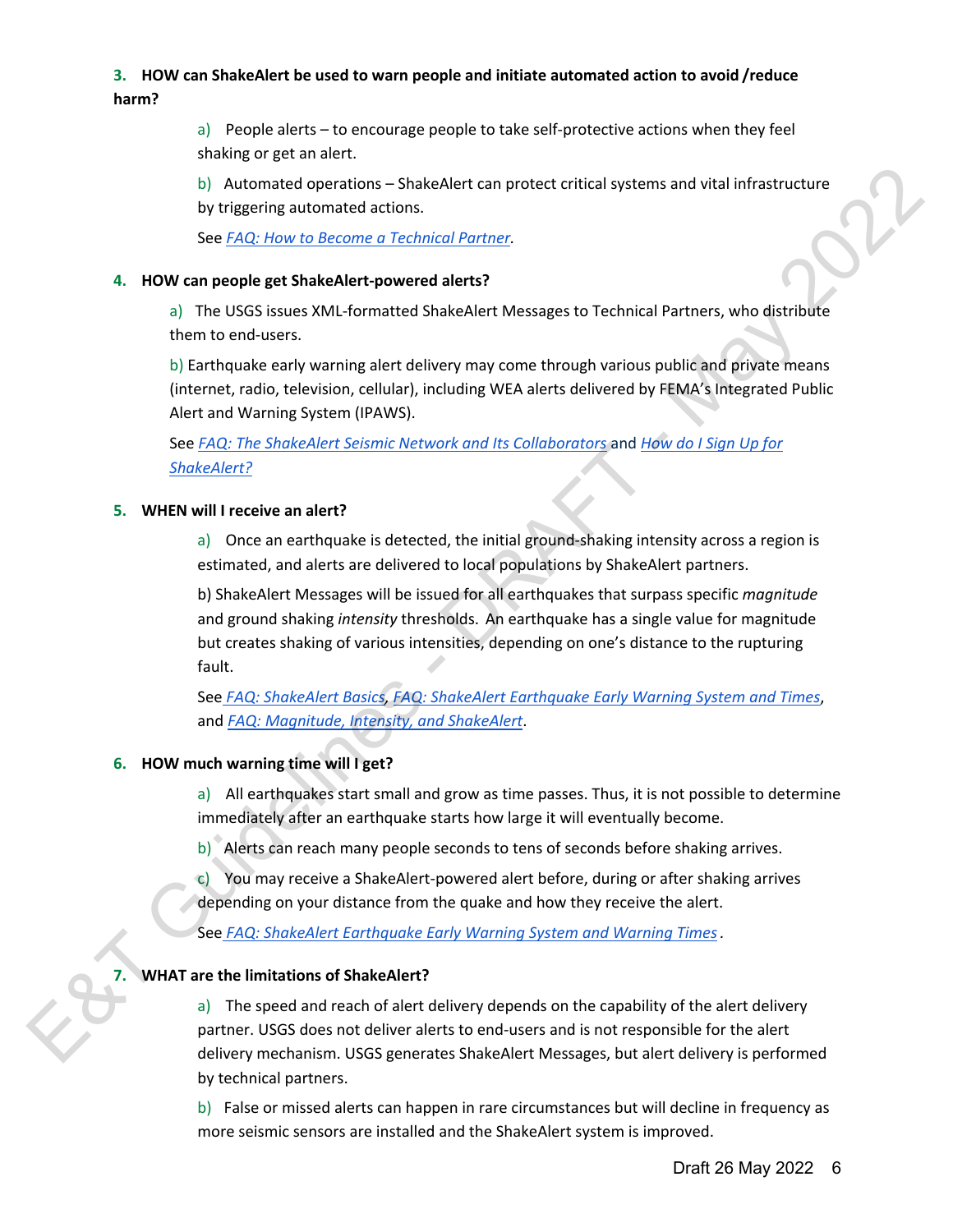### 3. HOW can ShakeAlert be used to warn people and initiate automated action to avoid /reduce harm?

a) People alerts – to encourage people to take self-protective actions when they feel shaking or get an alert.

b) Automated operations – ShakeAlert can protect critical systems and vital infrastructure by triggering automated actions.

See *FAQ: How to Become a Technical Partner.*

### 4. HOW can people get ShakeAlert-powered alerts?

a) The USGS issues XML-formatted ShakeAlert Messages to Technical Partners, who distribute them to end-users.

b) Earthquake early warning alert delivery may come through various public and private means (internet, radio, television, cellular), including WEA alerts delivered by FEMA's Integrated Public Alert and Warning System (IPAWS).

See *FAQ: The ShakeAlert Seismic Network and Its Collaborators* and *How do I Sign Up for ShakeAlert?*

### 5. WHEN will I receive an alert?

a) Once an earthquake is detected, the initial ground-shaking intensity across a region is estimated, and alerts are delivered to local populations by ShakeAlert partners.

b) ShakeAlert Messages will be issued for all earthquakes that surpass specific *magnitude* and ground shaking *intensity* thresholds. An earthquake has a single value for magnitude but creates shaking of various intensities, depending on one's distance to the rupturing fault.

See *FAQ: ShakeAlert Basics*, *FAQ: ShakeAlert Earthquake Early Warning System and Times*, and *FAQ: Magnitude, Intensity, and ShakeAlert*.

### 6. HOW much warning time will I get?

a) All earthquakes start small and grow as time passes. Thus, it is not possible to determine immediately after an earthquake starts how large it will eventually become.

b) Alerts can reach many people seconds to tens of seconds before shaking arrives.

c) You may receive a ShakeAlert-powered alert before, during or after shaking arrives depending on your distance from the quake and how they receive the alert.

See *FAQ: ShakeAlert Earthquake Early Warning System and Warning Times*.

### 7. WHAT are the limitations of ShakeAlert?

a) The speed and reach of alert delivery depends on the capability of the alert delivery partner. USGS does not deliver alerts to end-users and is not responsible for the alert delivery mechanism. USGS generates ShakeAlert Messages, but alert delivery is performed by technical partners.

b) False or missed alerts can happen in rare circumstances but will decline in frequency as more seismic sensors are installed and the ShakeAlert system is improved.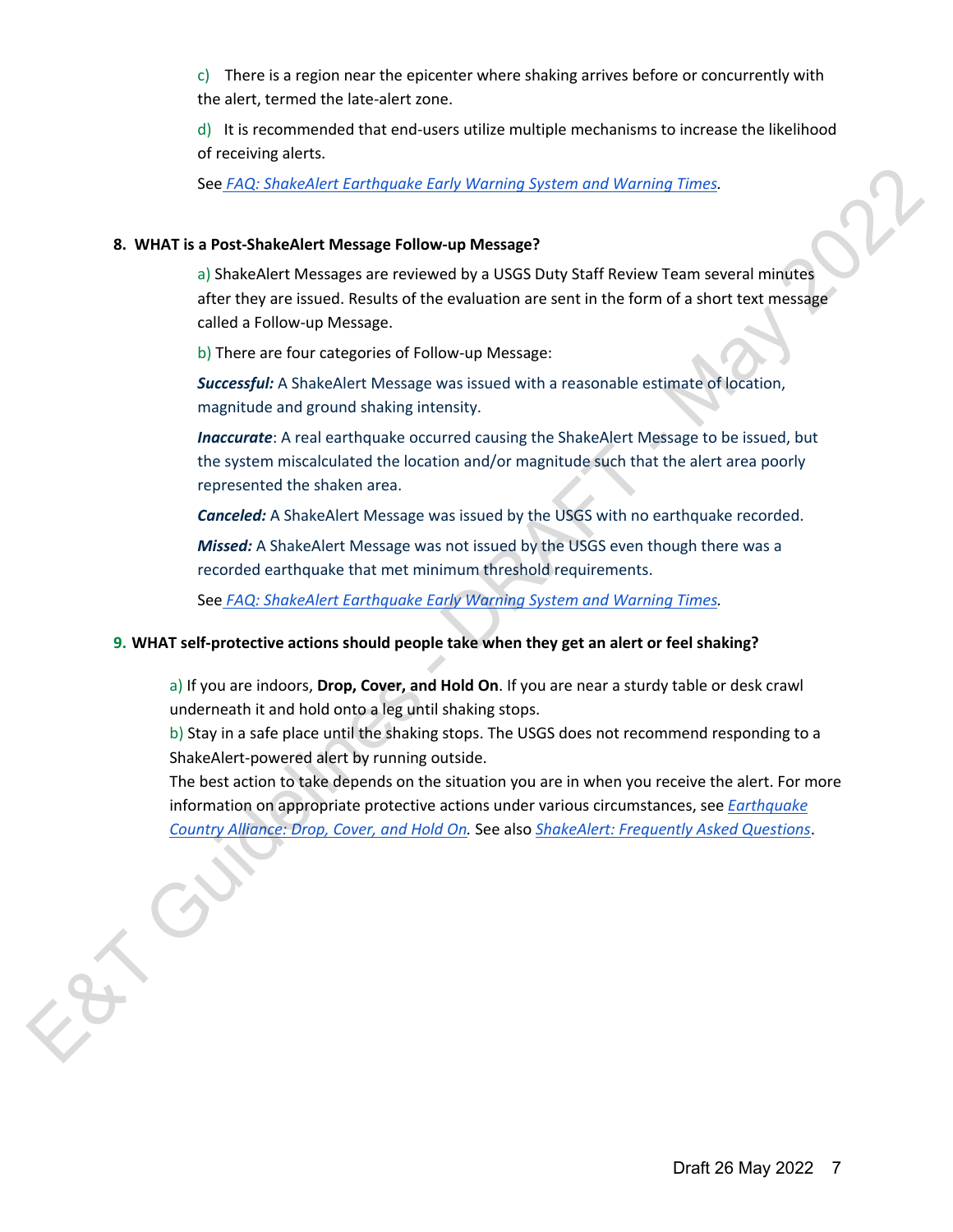c) There is a region near the epicenter where shaking arrives before or concurrently with the alert, termed the late-alert zone.

d) It is recommended that end-users utilize multiple mechanisms to increase the likelihood of receiving alerts.

See *FAQ: ShakeAlert Earthquake Early Warning System and Warning Times*.

**8. WHAT is a Post-ShakeAlert Message Follow-up Message?**

a) ShakeAlert Messages are reviewed by a USGS Duty Staff Review Team several minutes after they are issued. Results of the evaluation are sent in the form of a short text message called a Follow-up Message.

b) There are four categories of Follow-up Message:

***Successful:*** A ShakeAlert Message was issued with a reasonable estimate of location, magnitude and ground shaking intensity.

***Inaccurate***: A real earthquake occurred causing the ShakeAlert Message to be issued, but the system miscalculated the location and/or magnitude such that the alert area poorly represented the shaken area.

***Canceled:*** A ShakeAlert Message was issued by the USGS with no earthquake recorded.

***Missed:*** A ShakeAlert Message was not issued by the USGS even though there was a recorded earthquake that met minimum threshold requirements.

See *FAQ: ShakeAlert Earthquake Early Warning System and Warning Times*.

**9. WHAT self-protective actions should people take when they get an alert or feel shaking?**

a) If you are indoors, **Drop, Cover, and Hold On**. If you are near a sturdy table or desk crawl underneath it and hold onto a leg until shaking stops.

b) Stay in a safe place until the shaking stops. The USGS does not recommend responding to a ShakeAlert-powered alert by running outside.

The best action to take depends on the situation you are in when you receive the alert. For more information on appropriate protective actions under various circumstances, see *Earthquake Country Alliance: Drop, Cover, and Hold On*. See also *ShakeAlert: Frequently Asked Questions*.